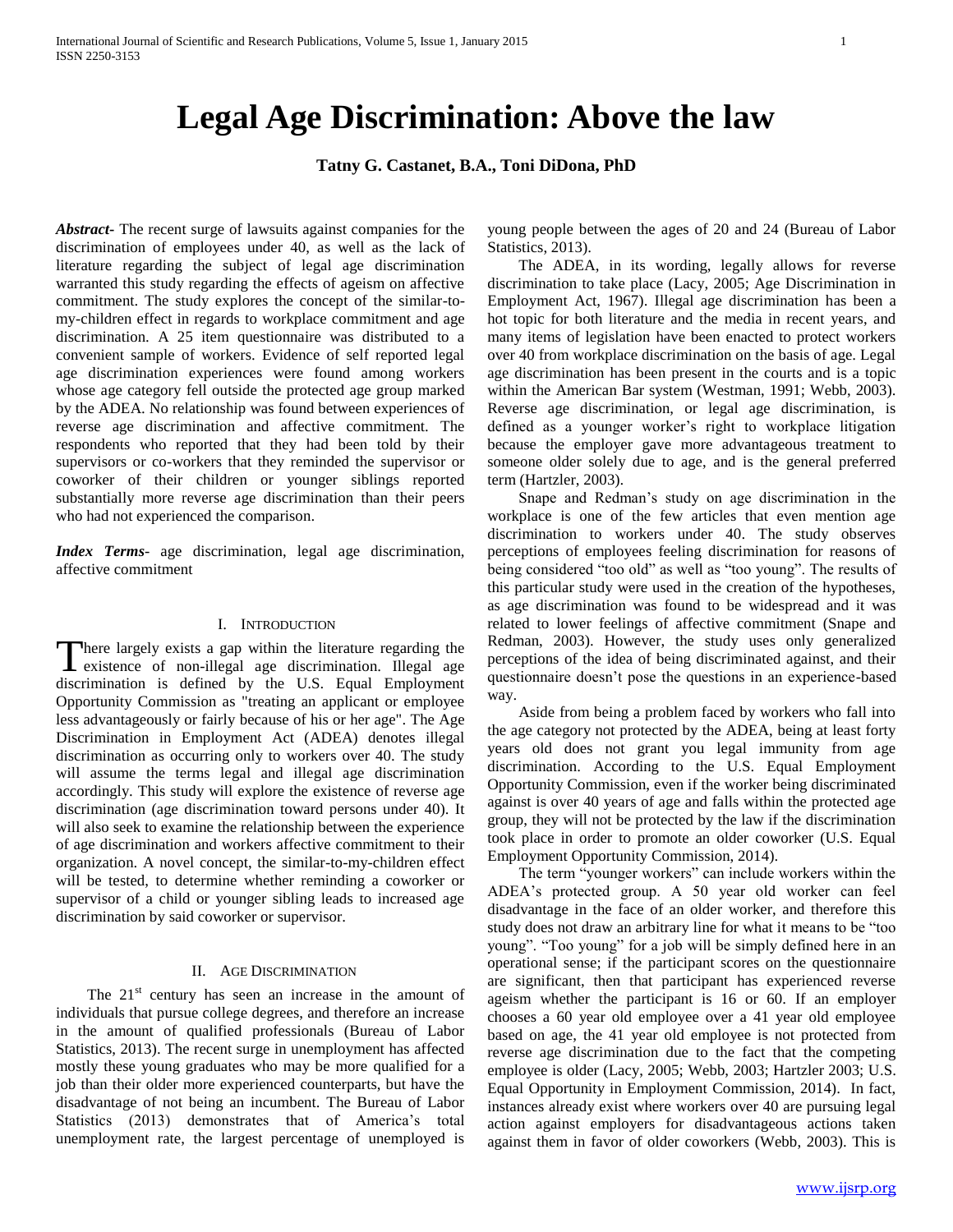# Legal Age Discrimination: Above the law

**Tatny G. Castanet, B.A., Toni DiDona, PhD**

***Abstract*-** The recent surge of lawsuits against companies for the discrimination of employees under 40, as well as the lack of literature regarding the subject of legal age discrimination warranted this study regarding the effects of ageism on affective commitment. The study explores the concept of the similar-to-my-children effect in regards to workplace commitment and age discrimination. A 25 item questionnaire was distributed to a convenient sample of workers. Evidence of self reported legal age discrimination experiences were found among workers whose age category fell outside the protected age group marked by the ADEA. No relationship was found between experiences of reverse age discrimination and affective commitment. The respondents who reported that they had been told by their supervisors or co-workers that they reminded the supervisor or coworker of their children or younger siblings reported substantially more reverse age discrimination than their peers who had not experienced the comparison.

***Index Terms*-** age discrimination, legal age discrimination, affective commitment

## I. Introduction

There largely exists a gap within the literature regarding the existence of non-illegal age discrimination. Illegal age discrimination is defined by the U.S. Equal Employment Opportunity Commission as "treating an applicant or employee less advantageously or fairly because of his or her age". The Age Discrimination in Employment Act (ADEA) denotes illegal discrimination as occurring only to workers over 40. The study will assume the terms legal and illegal age discrimination accordingly. This study will explore the existence of reverse age discrimination (age discrimination toward persons under 40). It will also seek to examine the relationship between the experience of age discrimination and workers affective commitment to their organization. A novel concept, the similar-to-my-children effect will be tested, to determine whether reminding a coworker or supervisor of a child or younger sibling leads to increased age discrimination by said coworker or supervisor.

## II. Age Discrimination

The 21st century has seen an increase in the amount of individuals that pursue college degrees, and therefore an increase in the amount of qualified professionals (Bureau of Labor Statistics, 2013). The recent surge in unemployment has affected mostly these young graduates who may be more qualified for a job than their older more experienced counterparts, but have the disadvantage of not being an incumbent. The Bureau of Labor Statistics (2013) demonstrates that of America's total unemployment rate, the largest percentage of unemployed is young people between the ages of 20 and 24 (Bureau of Labor Statistics, 2013).

The ADEA, in its wording, legally allows for reverse discrimination to take place (Lacy, 2005; Age Discrimination in Employment Act, 1967). Illegal age discrimination has been a hot topic for both literature and the media in recent years, and many items of legislation have been enacted to protect workers over 40 from workplace discrimination on the basis of age. Legal age discrimination has been present in the courts and is a topic within the American Bar system (Westman, 1991; Webb, 2003). Reverse age discrimination, or legal age discrimination, is defined as a younger worker's right to workplace litigation because the employer gave more advantageous treatment to someone older solely due to age, and is the general preferred term (Hartzler, 2003).

Snape and Redman's study on age discrimination in the workplace is one of the few articles that even mention age discrimination to workers under 40. The study observes perceptions of employees feeling discrimination for reasons of being considered "too old" as well as "too young". The results of this particular study were used in the creation of the hypotheses, as age discrimination was found to be widespread and it was related to lower feelings of affective commitment (Snape and Redman, 2003). However, the study uses only generalized perceptions of the idea of being discriminated against, and their questionnaire doesn't pose the questions in an experience-based way.

Aside from being a problem faced by workers who fall into the age category not protected by the ADEA, being at least forty years old does not grant you legal immunity from age discrimination. According to the U.S. Equal Employment Opportunity Commission, even if the worker being discriminated against is over 40 years of age and falls within the protected age group, they will not be protected by the law if the discrimination took place in order to promote an older coworker (U.S. Equal Employment Opportunity Commission, 2014).

The term "younger workers" can include workers within the ADEA's protected group. A 50 year old worker can feel disadvantage in the face of an older worker, and therefore this study does not draw an arbitrary line for what it means to be "too young". "Too young" for a job will be simply defined here in an operational sense; if the participant scores on the questionnaire are significant, then that participant has experienced reverse ageism whether the participant is 16 or 60. If an employer chooses a 60 year old employee over a 41 year old employee based on age, the 41 year old employee is not protected from reverse age discrimination due to the fact that the competing employee is older (Lacy, 2005; Webb, 2003; Hartzler 2003; U.S. Equal Opportunity in Employment Commission, 2014). In fact, instances already exist where workers over 40 are pursuing legal action against employers for disadvantageous actions taken against them in favor of older coworkers (Webb, 2003). This is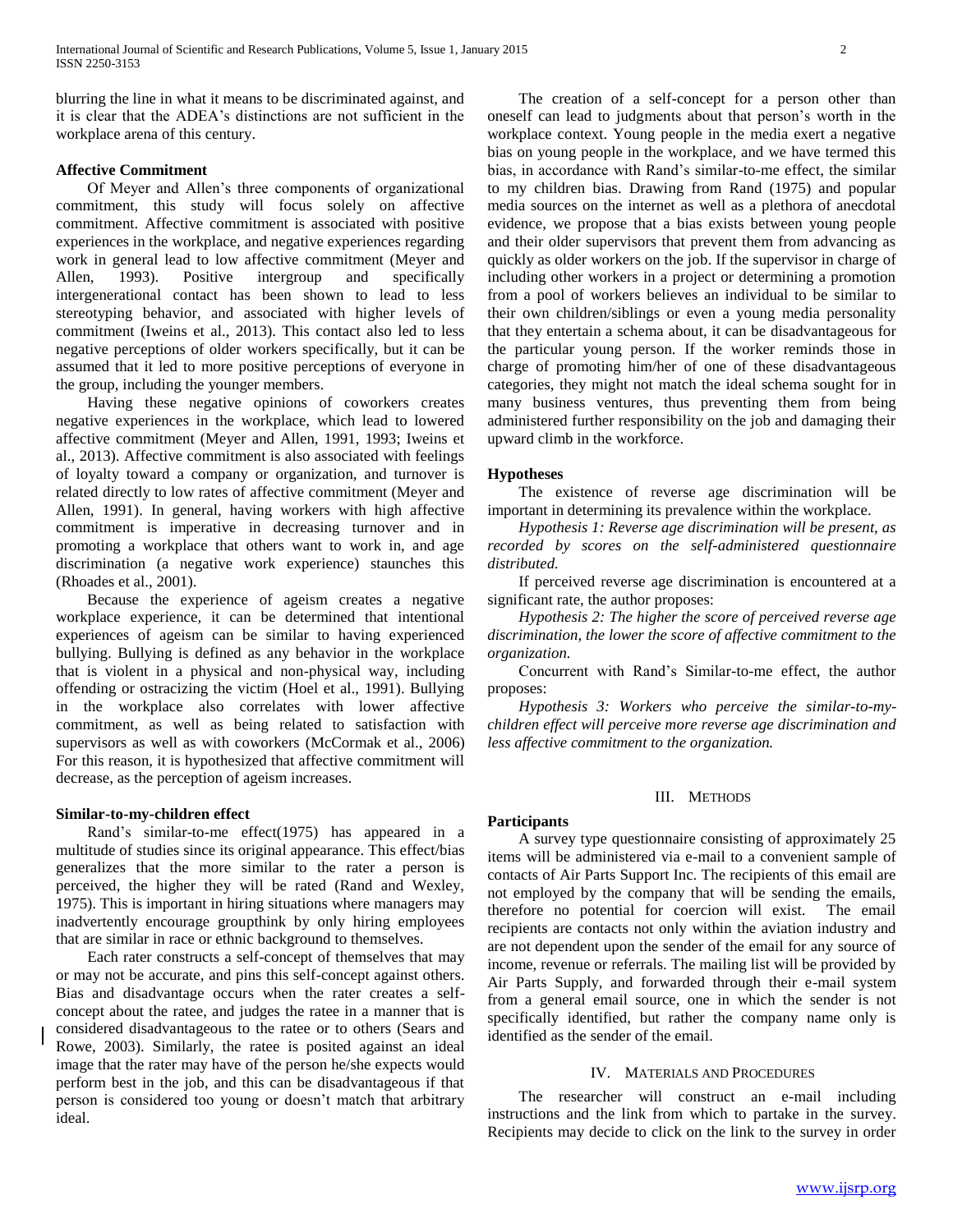blurring the line in what it means to be discriminated against, and it is clear that the ADEA's distinctions are not sufficient in the workplace arena of this century.

### Affective Commitment

Of Meyer and Allen's three components of organizational commitment, this study will focus solely on affective commitment. Affective commitment is associated with positive experiences in the workplace, and negative experiences regarding work in general lead to low affective commitment (Meyer and Allen, 1993). Positive intergroup and specifically intergenerational contact has been shown to lead to less stereotyping behavior, and associated with higher levels of commitment (Iweins et al., 2013). This contact also led to less negative perceptions of older workers specifically, but it can be assumed that it led to more positive perceptions of everyone in the group, including the younger members.

Having these negative opinions of coworkers creates negative experiences in the workplace, which lead to lowered affective commitment (Meyer and Allen, 1991, 1993; Iweins et al., 2013). Affective commitment is also associated with feelings of loyalty toward a company or organization, and turnover is related directly to low rates of affective commitment (Meyer and Allen, 1991). In general, having workers with high affective commitment is imperative in decreasing turnover and in promoting a workplace that others want to work in, and age discrimination (a negative work experience) staunches this (Rhoades et al., 2001).

Because the experience of ageism creates a negative workplace experience, it can be determined that intentional experiences of ageism can be similar to having experienced bullying. Bullying is defined as any behavior in the workplace that is violent in a physical and non-physical way, including offending or ostracizing the victim (Hoel et al., 1991). Bullying in the workplace also correlates with lower affective commitment, as well as being related to satisfaction with supervisors as well as with coworkers (McCormak et al., 2006) For this reason, it is hypothesized that affective commitment will decrease, as the perception of ageism increases.

### Similar-to-my-children effect

Rand's similar-to-me effect(1975) has appeared in a multitude of studies since its original appearance. This effect/bias generalizes that the more similar to the rater a person is perceived, the higher they will be rated (Rand and Wexley, 1975). This is important in hiring situations where managers may inadvertently encourage groupthink by only hiring employees that are similar in race or ethnic background to themselves.

Each rater constructs a self-concept of themselves that may or may not be accurate, and pins this self-concept against others. Bias and disadvantage occurs when the rater creates a self-concept about the ratee, and judges the ratee in a manner that is considered disadvantageous to the ratee or to others (Sears and Rowe, 2003). Similarly, the ratee is posited against an ideal image that the rater may have of the person he/she expects would perform best in the job, and this can be disadvantageous if that person is considered too young or doesn't match that arbitrary ideal.

The creation of a self-concept for a person other than oneself can lead to judgments about that person's worth in the workplace context. Young people in the media exert a negative bias on young people in the workplace, and we have termed this bias, in accordance with Rand's similar-to-me effect, the similar to my children bias. Drawing from Rand (1975) and popular media sources on the internet as well as a plethora of anecdotal evidence, we propose that a bias exists between young people and their older supervisors that prevent them from advancing as quickly as older workers on the job. If the supervisor in charge of including other workers in a project or determining a promotion from a pool of workers believes an individual to be similar to their own children/siblings or even a young media personality that they entertain a schema about, it can be disadvantageous for the particular young person. If the worker reminds those in charge of promoting him/her of one of these disadvantageous categories, they might not match the ideal schema sought for in many business ventures, thus preventing them from being administered further responsibility on the job and damaging their upward climb in the workforce.

### Hypotheses

The existence of reverse age discrimination will be important in determining its prevalence within the workplace.

*Hypothesis 1: Reverse age discrimination will be present, as recorded by scores on the self-administered questionnaire distributed.*

If perceived reverse age discrimination is encountered at a significant rate, the author proposes:

*Hypothesis 2: The higher the score of perceived reverse age discrimination, the lower the score of affective commitment to the organization.*

Concurrent with Rand's Similar-to-me effect, the author proposes:

*Hypothesis 3: Workers who perceive the similar-to-my-children effect will perceive more reverse age discrimination and less affective commitment to the organization.*

## III. Methods

### Participants

A survey type questionnaire consisting of approximately 25 items will be administered via e-mail to a convenient sample of contacts of Air Parts Support Inc. The recipients of this email are not employed by the company that will be sending the emails, therefore no potential for coercion will exist. The email recipients are contacts not only within the aviation industry and are not dependent upon the sender of the email for any source of income, revenue or referrals. The mailing list will be provided by Air Parts Supply, and forwarded through their e-mail system from a general email source, one in which the sender is not specifically identified, but rather the company name only is identified as the sender of the email.

## IV. Materials and Procedures

The researcher will construct an e-mail including instructions and the link from which to partake in the survey. Recipients may decide to click on the link to the survey in order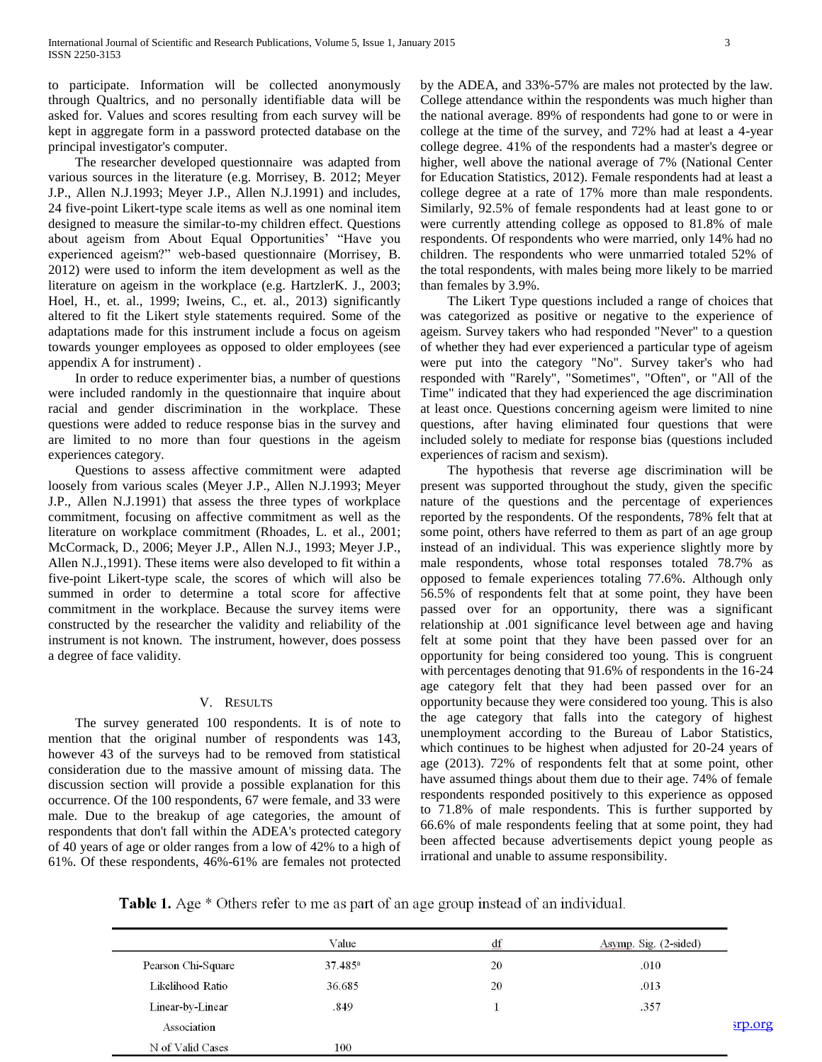to participate. Information will be collected anonymously through Qualtrics, and no personally identifiable data will be asked for. Values and scores resulting from each survey will be kept in aggregate form in a password protected database on the principal investigator's computer.

The researcher developed questionnaire was adapted from various sources in the literature (e.g. Morrisey, B. 2012; Meyer J.P., Allen N.J.1993; Meyer J.P., Allen N.J.1991) and includes, 24 five-point Likert-type scale items as well as one nominal item designed to measure the similar-to-my children effect. Questions about ageism from About Equal Opportunities' "Have you experienced ageism?" web-based questionnaire (Morrisey, B. 2012) were used to inform the item development as well as the literature on ageism in the workplace (e.g. HartzlerK. J., 2003; Hoel, H., et. al., 1999; Iweins, C., et. al., 2013) significantly altered to fit the Likert style statements required. Some of the adaptations made for this instrument include a focus on ageism towards younger employees as opposed to older employees (see appendix A for instrument) .

In order to reduce experimenter bias, a number of questions were included randomly in the questionnaire that inquire about racial and gender discrimination in the workplace. These questions were added to reduce response bias in the survey and are limited to no more than four questions in the ageism experiences category.

Questions to assess affective commitment were adapted loosely from various scales (Meyer J.P., Allen N.J.1993; Meyer J.P., Allen N.J.1991) that assess the three types of workplace commitment, focusing on affective commitment as well as the literature on workplace commitment (Rhoades, L. et al., 2001; McCormack, D., 2006; Meyer J.P., Allen N.J., 1993; Meyer J.P., Allen N.J.,1991). These items were also developed to fit within a five-point Likert-type scale, the scores of which will also be summed in order to determine a total score for affective commitment in the workplace. Because the survey items were constructed by the researcher the validity and reliability of the instrument is not known. The instrument, however, does possess a degree of face validity.

## V. Results

The survey generated 100 respondents. It is of note to mention that the original number of respondents was 143, however 43 of the surveys had to be removed from statistical consideration due to the massive amount of missing data. The discussion section will provide a possible explanation for this occurrence. Of the 100 respondents, 67 were female, and 33 were male. Due to the breakup of age categories, the amount of respondents that don't fall within the ADEA's protected category of 40 years of age or older ranges from a low of 42% to a high of 61%. Of these respondents, 46%-61% are females not protected by the ADEA, and 33%-57% are males not protected by the law. College attendance within the respondents was much higher than the national average. 89% of respondents had gone to or were in college at the time of the survey, and 72% had at least a 4-year college degree. 41% of the respondents had a master's degree or higher, well above the national average of 7% (National Center for Education Statistics, 2012). Female respondents had at least a college degree at a rate of 17% more than male respondents. Similarly, 92.5% of female respondents had at least gone to or were currently attending college as opposed to 81.8% of male respondents. Of respondents who were married, only 14% had no children. The respondents who were unmarried totaled 52% of the total respondents, with males being more likely to be married than females by 3.9%.

The Likert Type questions included a range of choices that was categorized as positive or negative to the experience of ageism. Survey takers who had responded "Never" to a question of whether they had ever experienced a particular type of ageism were put into the category "No". Survey taker's who had responded with "Rarely", "Sometimes", "Often", or "All of the Time" indicated that they had experienced the age discrimination at least once. Questions concerning ageism were limited to nine questions, after having eliminated four questions that were included solely to mediate for response bias (questions included experiences of racism and sexism).

The hypothesis that reverse age discrimination will be present was supported throughout the study, given the specific nature of the questions and the percentage of experiences reported by the respondents. Of the respondents, 78% felt that at some point, others have referred to them as part of an age group instead of an individual. This was experience slightly more by male respondents, whose total responses totaled 78.7% as opposed to female experiences totaling 77.6%. Although only 56.5% of respondents felt that at some point, they have been passed over for an opportunity, there was a significant relationship at .001 significance level between age and having felt at some point that they have been passed over for an opportunity for being considered too young. This is congruent with percentages denoting that 91.6% of respondents in the 16-24 age category felt that they had been passed over for an opportunity because they were considered too young. This is also the age category that falls into the category of highest unemployment according to the Bureau of Labor Statistics, which continues to be highest when adjusted for 20-24 years of age (2013). 72% of respondents felt that at some point, other have assumed things about them due to their age. 74% of female respondents responded positively to this experience as opposed to 71.8% of male respondents. This is further supported by 66.6% of male respondents feeling that at some point, they had been affected because advertisements depict young people as irrational and unable to assume responsibility.

**Table 1.** Age * Others refer to me as part of an age group instead of an individual.

| | Value | df | Asymp. Sig. (2-sided) |
|---|---|---|---|
| Pearson Chi-Square | 37.485[a] | 20 | .010 |
| Likelihood Ratio | 36.685 | 20 | .013 |
| Linear-by-Linear Association | .849 | 1 | .357 |
| N of Valid Cases | 100 | | |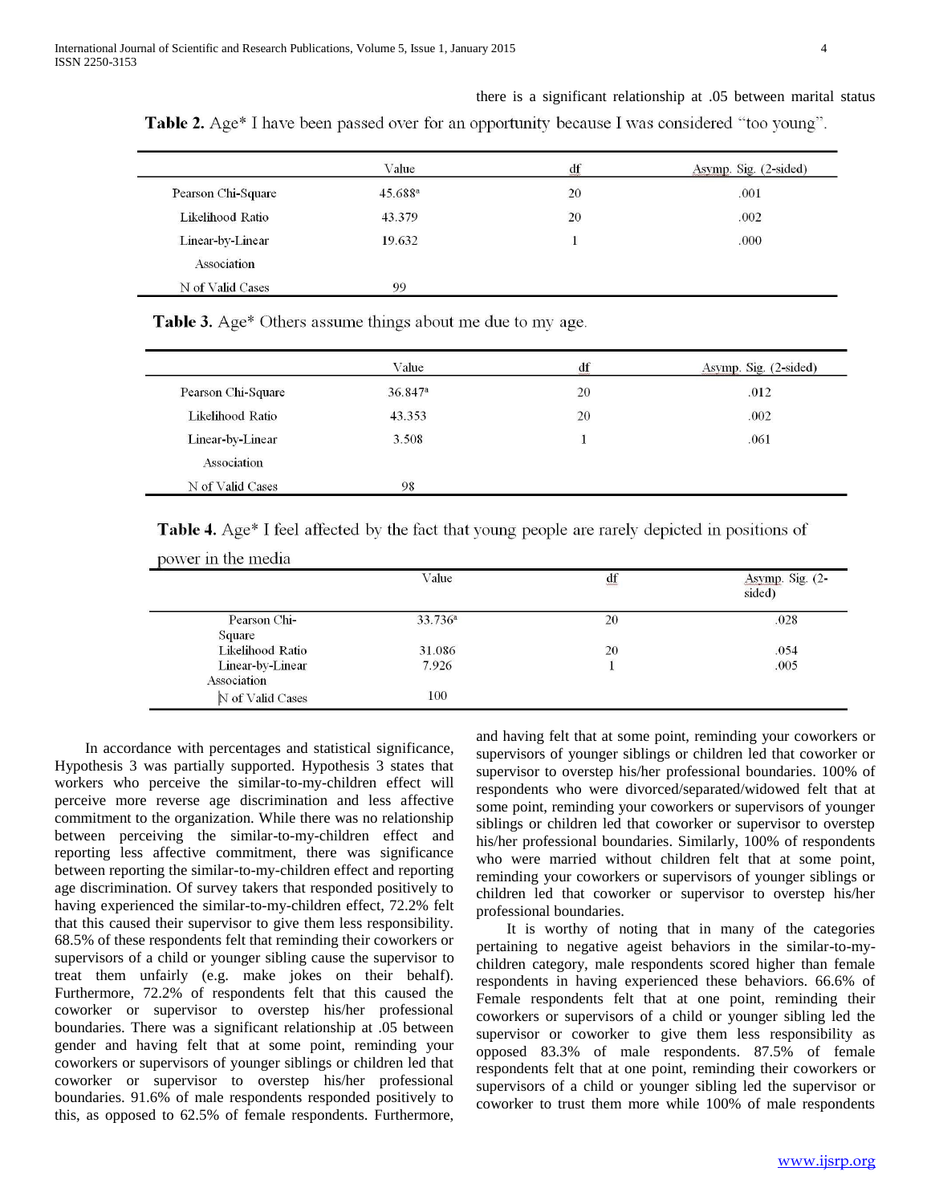there is a significant relationship at .05 between marital status

**Table 2.** Age* I have been passed over for an opportunity because I was considered "too young".

| | Value | df | Asymp. Sig. (2-sided) |
|---|---|---|---|
| Pearson Chi-Square | 45.688[a] | 20 | .001 |
| Likelihood Ratio | 43.379 | 20 | .002 |
| Linear-by-Linear Association | 19.632 | 1 | .000 |
| N of Valid Cases | 99 | | |

**Table 3.** Age* Others assume things about me due to my age.

| | Value | df | Asymp. Sig. (2-sided) |
|---|---|---|---|
| Pearson Chi-Square | 36.847[a] | 20 | .012 |
| Likelihood Ratio | 43.353 | 20 | .002 |
| Linear-by-Linear Association | 3.508 | 1 | .061 |
| N of Valid Cases | 98 | | |

**Table 4.** Age* I feel affected by the fact that young people are rarely depicted in positions of power in the media

| | Value | df | Asymp. Sig. (2-sided) |
|---|---|---|---|
| Pearson Chi-Square | 33.736[a] | 20 | .028 |
| Likelihood Ratio | 31.086 | 20 | .054 |
| Linear-by-Linear Association | 7.926 | 1 | .005 |
| N of Valid Cases | 100 | | |

In accordance with percentages and statistical significance, Hypothesis 3 was partially supported. Hypothesis 3 states that workers who perceive the similar-to-my-children effect will perceive more reverse age discrimination and less affective commitment to the organization. While there was no relationship between perceiving the similar-to-my-children effect and reporting less affective commitment, there was significance between reporting the similar-to-my-children effect and reporting age discrimination. Of survey takers that responded positively to having experienced the similar-to-my-children effect, 72.2% felt that this caused their supervisor to give them less responsibility. 68.5% of these respondents felt that reminding their coworkers or supervisors of a child or younger sibling cause the supervisor to treat them unfairly (e.g. make jokes on their behalf). Furthermore, 72.2% of respondents felt that this caused the coworker or supervisor to overstep his/her professional boundaries. There was a significant relationship at .05 between gender and having felt that at some point, reminding your coworkers or supervisors of younger siblings or children led that coworker or supervisor to overstep his/her professional boundaries. 91.6% of male respondents responded positively to this, as opposed to 62.5% of female respondents. Furthermore, and having felt that at some point, reminding your coworkers or supervisors of younger siblings or children led that coworker or supervisor to overstep his/her professional boundaries. 100% of respondents who were divorced/separated/widowed felt that at some point, reminding your coworkers or supervisors of younger siblings or children led that coworker or supervisor to overstep his/her professional boundaries. Similarly, 100% of respondents who were married without children felt that at some point, reminding your coworkers or supervisors of younger siblings or children led that coworker or supervisor to overstep his/her professional boundaries.

It is worthy of noting that in many of the categories pertaining to negative ageist behaviors in the similar-to-my-children category, male respondents scored higher than female respondents in having experienced these behaviors. 66.6% of Female respondents felt that at one point, reminding their coworkers or supervisors of a child or younger sibling led the supervisor or coworker to give them less responsibility as opposed 83.3% of male respondents. 87.5% of female respondents felt that at one point, reminding their coworkers or supervisors of a child or younger sibling led the supervisor or coworker to trust them more while 100% of male respondents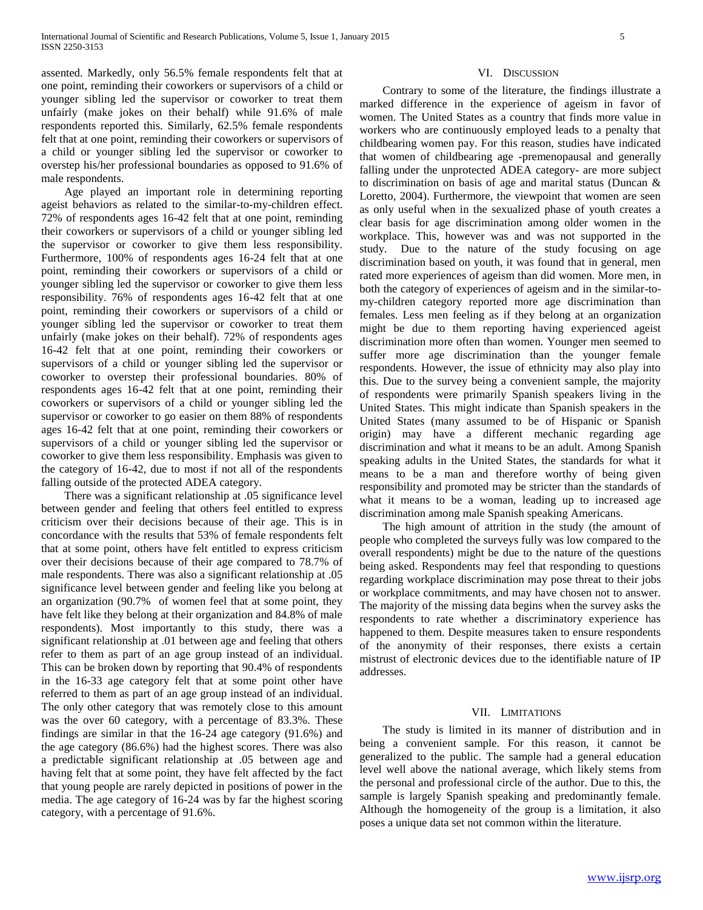assented. Markedly, only 56.5% female respondents felt that at one point, reminding their coworkers or supervisors of a child or younger sibling led the supervisor or coworker to treat them unfairly (make jokes on their behalf) while 91.6% of male respondents reported this. Similarly, 62.5% female respondents felt that at one point, reminding their coworkers or supervisors of a child or younger sibling led the supervisor or coworker to overstep his/her professional boundaries as opposed to 91.6% of male respondents.

Age played an important role in determining reporting ageist behaviors as related to the similar-to-my-children effect. 72% of respondents ages 16-42 felt that at one point, reminding their coworkers or supervisors of a child or younger sibling led the supervisor or coworker to give them less responsibility. Furthermore, 100% of respondents ages 16-24 felt that at one point, reminding their coworkers or supervisors of a child or younger sibling led the supervisor or coworker to give them less responsibility. 76% of respondents ages 16-42 felt that at one point, reminding their coworkers or supervisors of a child or younger sibling led the supervisor or coworker to treat them unfairly (make jokes on their behalf). 72% of respondents ages 16-42 felt that at one point, reminding their coworkers or supervisors of a child or younger sibling led the supervisor or coworker to overstep their professional boundaries. 80% of respondents ages 16-42 felt that at one point, reminding their coworkers or supervisors of a child or younger sibling led the supervisor or coworker to go easier on them 88% of respondents ages 16-42 felt that at one point, reminding their coworkers or supervisors of a child or younger sibling led the supervisor or coworker to give them less responsibility. Emphasis was given to the category of 16-42, due to most if not all of the respondents falling outside of the protected ADEA category.

There was a significant relationship at .05 significance level between gender and feeling that others feel entitled to express criticism over their decisions because of their age. This is in concordance with the results that 53% of female respondents felt that at some point, others have felt entitled to express criticism over their decisions because of their age compared to 78.7% of male respondents. There was also a significant relationship at .05 significance level between gender and feeling like you belong at an organization (90.7% of women feel that at some point, they have felt like they belong at their organization and 84.8% of male respondents). Most importantly to this study, there was a significant relationship at .01 between age and feeling that others refer to them as part of an age group instead of an individual. This can be broken down by reporting that 90.4% of respondents in the 16-33 age category felt that at some point other have referred to them as part of an age group instead of an individual. The only other category that was remotely close to this amount was the over 60 category, with a percentage of 83.3%. These findings are similar in that the 16-24 age category (91.6%) and the age category (86.6%) had the highest scores. There was also a predictable significant relationship at .05 between age and having felt that at some point, they have felt affected by the fact that young people are rarely depicted in positions of power in the media. The age category of 16-24 was by far the highest scoring category, with a percentage of 91.6%.

## VI. Discussion

Contrary to some of the literature, the findings illustrate a marked difference in the experience of ageism in favor of women. The United States as a country that finds more value in workers who are continuously employed leads to a penalty that childbearing women pay. For this reason, studies have indicated that women of childbearing age -premenopausal and generally falling under the unprotected ADEA category- are more subject to discrimination on basis of age and marital status (Duncan & Loretto, 2004). Furthermore, the viewpoint that women are seen as only useful when in the sexualized phase of youth creates a clear basis for age discrimination among older women in the workplace. This, however was and was not supported in the study. Due to the nature of the study focusing on age discrimination based on youth, it was found that in general, men rated more experiences of ageism than did women. More men, in both the category of experiences of ageism and in the similar-to-my-children category reported more age discrimination than females. Less men feeling as if they belong at an organization might be due to them reporting having experienced ageist discrimination more often than women. Younger men seemed to suffer more age discrimination than the younger female respondents. However, the issue of ethnicity may also play into this. Due to the survey being a convenient sample, the majority of respondents were primarily Spanish speakers living in the United States. This might indicate than Spanish speakers in the United States (many assumed to be of Hispanic or Spanish origin) may have a different mechanic regarding age discrimination and what it means to be an adult. Among Spanish speaking adults in the United States, the standards for what it means to be a man and therefore worthy of being given responsibility and promoted may be stricter than the standards of what it means to be a woman, leading up to increased age discrimination among male Spanish speaking Americans.

The high amount of attrition in the study (the amount of people who completed the surveys fully was low compared to the overall respondents) might be due to the nature of the questions being asked. Respondents may feel that responding to questions regarding workplace discrimination may pose threat to their jobs or workplace commitments, and may have chosen not to answer. The majority of the missing data begins when the survey asks the respondents to rate whether a discriminatory experience has happened to them. Despite measures taken to ensure respondents of the anonymity of their responses, there exists a certain mistrust of electronic devices due to the identifiable nature of IP addresses.

## VII. Limitations

The study is limited in its manner of distribution and in being a convenient sample. For this reason, it cannot be generalized to the public. The sample had a general education level well above the national average, which likely stems from the personal and professional circle of the author. Due to this, the sample is largely Spanish speaking and predominantly female. Although the homogeneity of the group is a limitation, it also poses a unique data set not common within the literature.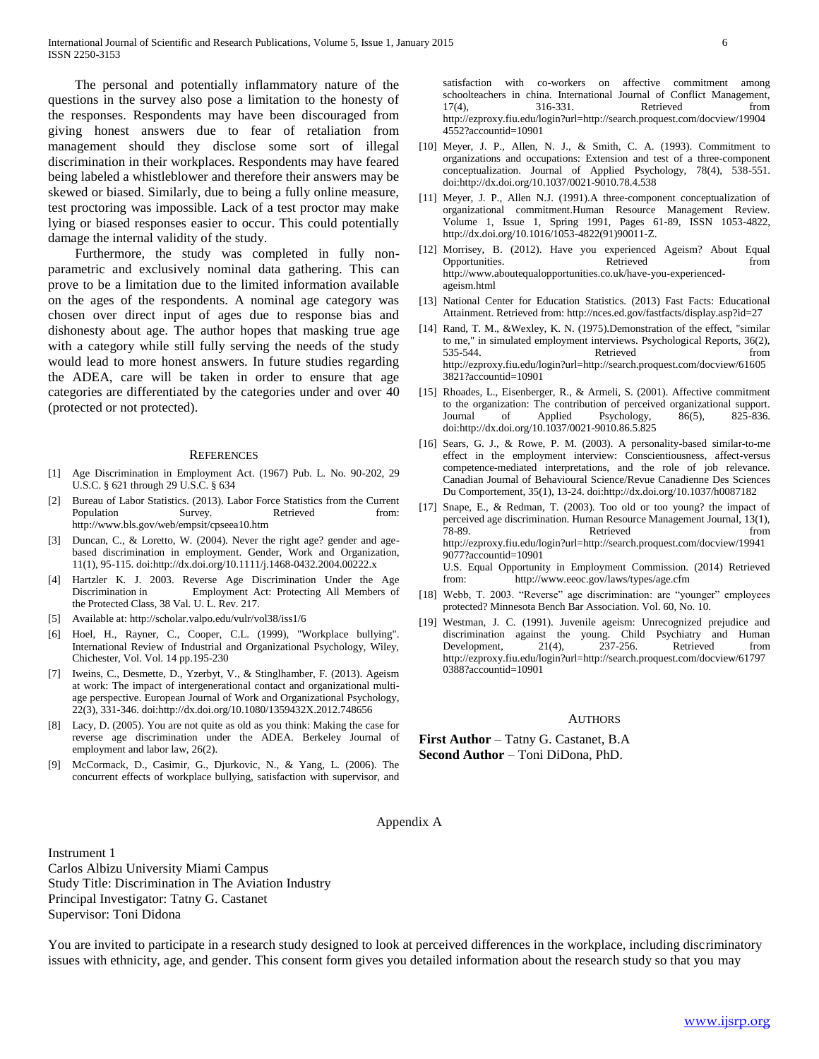The personal and potentially inflammatory nature of the questions in the survey also pose a limitation to the honesty of the responses. Respondents may have been discouraged from giving honest answers due to fear of retaliation from management should they disclose some sort of illegal discrimination in their workplaces. Respondents may have feared being labeled a whistleblower and therefore their answers may be skewed or biased. Similarly, due to being a fully online measure, test proctoring was impossible. Lack of a test proctor may make lying or biased responses easier to occur. This could potentially damage the internal validity of the study.

Furthermore, the study was completed in fully non-parametric and exclusively nominal data gathering. This can prove to be a limitation due to the limited information available on the ages of the respondents. A nominal age category was chosen over direct input of ages due to response bias and dishonesty about age. The author hopes that masking true age with a category while still fully serving the needs of the study would lead to more honest answers. In future studies regarding the ADEA, care will be taken in order to ensure that age categories are differentiated by the categories under and over 40 (protected or not protected).

## References

[1] Age Discrimination in Employment Act. (1967) Pub. L. No. 90-202, 29 U.S.C. § 621 through 29 U.S.C. § 634

[2] Bureau of Labor Statistics. (2013). Labor Force Statistics from the Current Population Survey. Retrieved from: http://www.bls.gov/web/empsit/cpseea10.htm

[3] Duncan, C., & Loretto, W. (2004). Never the right age? gender and age-based discrimination in employment. Gender, Work and Organization, 11(1), 95-115. doi:http://dx.doi.org/10.1111/j.1468-0432.2004.00222.x

[4] Hartzler K. J. 2003. Reverse Age Discrimination Under the Age Discrimination in Employment Act: Protecting All Members of the Protected Class, 38 Val. U. L. Rev. 217.

[5] Available at: http://scholar.valpo.edu/vulr/vol38/iss1/6

[6] Hoel, H., Rayner, C., Cooper, C.L. (1999), "Workplace bullying". International Review of Industrial and Organizational Psychology, Wiley, Chichester, Vol. Vol. 14 pp.195-230

[7] Iweins, C., Desmette, D., Yzerbyt, V., & Stinglhamber, F. (2013). Ageism at work: The impact of intergenerational contact and organizational multi-age perspective. European Journal of Work and Organizational Psychology, 22(3), 331-346. doi:http://dx.doi.org/10.1080/1359432X.2012.748656

[8] Lacy, D. (2005). You are not quite as old as you think: Making the case for reverse age discrimination under the ADEA. Berkeley Journal of employment and labor law, 26(2).

[9] McCormack, D., Casimir, G., Djurkovic, N., & Yang, L. (2006). The concurrent effects of workplace bullying, satisfaction with supervisor, and satisfaction with co-workers on affective commitment among schoolteachers in china. International Journal of Conflict Management, 17(4), 316-331. Retrieved from http://ezproxy.fiu.edu/login?url=http://search.proquest.com/docview/199044552?accountid=10901

[10] Meyer, J. P., Allen, N. J., & Smith, C. A. (1993). Commitment to organizations and occupations: Extension and test of a three-component conceptualization. Journal of Applied Psychology, 78(4), 538-551. doi:http://dx.doi.org/10.1037/0021-9010.78.4.538

[11] Meyer, J. P., Allen N.J. (1991).A three-component conceptualization of organizational commitment.Human Resource Management Review. Volume 1, Issue 1, Spring 1991, Pages 61-89, ISSN 1053-4822, http://dx.doi.org/10.1016/1053-4822(91)90011-Z.

[12] Morrisey, B. (2012). Have you experienced Ageism? About Equal Opportunities. Retrieved from http://www.aboutequalopportunities.co.uk/have-you-experienced-ageism.html

[13] National Center for Education Statistics. (2013) Fast Facts: Educational Attainment. Retrieved from: http://nces.ed.gov/fastfacts/display.asp?id=27

[14] Rand, T. M., &Wexley, K. N. (1975).Demonstration of the effect, "similar to me," in simulated employment interviews. Psychological Reports, 36(2), 535-544. Retrieved from http://ezproxy.fiu.edu/login?url=http://search.proquest.com/docview/616053821?accountid=10901

[15] Rhoades, L., Eisenberger, R., & Armeli, S. (2001). Affective commitment to the organization: The contribution of perceived organizational support. Journal of Applied Psychology, 86(5), 825-836. doi:http://dx.doi.org/10.1037/0021-9010.86.5.825

[16] Sears, G. J., & Rowe, P. M. (2003). A personality-based similar-to-me effect in the employment interview: Conscientiousness, affect-versus competence-mediated interpretations, and the role of job relevance. Canadian Journal of Behavioural Science/Revue Canadienne Des Sciences Du Comportement, 35(1), 13-24. doi:http://dx.doi.org/10.1037/h0087182

[17] Snape, E., & Redman, T. (2003). Too old or too young? the impact of perceived age discrimination. Human Resource Management Journal, 13(1), 78-89. Retrieved from http://ezproxy.fiu.edu/login?url=http://search.proquest.com/docview/199419077?accountid=10901  
U.S. Equal Opportunity in Employment Commission. (2014) Retrieved from: http://www.eeoc.gov/laws/types/age.cfm

[18] Webb, T. 2003. "Reverse" age discrimination: are "younger" employees protected? Minnesota Bench Bar Association. Vol. 60, No. 10.

[19] Westman, J. C. (1991). Juvenile ageism: Unrecognized prejudice and discrimination against the young. Child Psychiatry and Human Development, 21(4), 237-256. Retrieved from http://ezproxy.fiu.edu/login?url=http://search.proquest.com/docview/617970388?accountid=10901

## Authors

**First Author** – Tatny G. Castanet, B.A  
**Second Author** – Toni DiDona, PhD.

## Appendix A

Instrument 1  
Carlos Albizu University Miami Campus  
Study Title: Discrimination in The Aviation Industry  
Principal Investigator: Tatny G. Castanet  
Supervisor: Toni Didona

You are invited to participate in a research study designed to look at perceived differences in the workplace, including discriminatory issues with ethnicity, age, and gender. This consent form gives you detailed information about the research study so that you may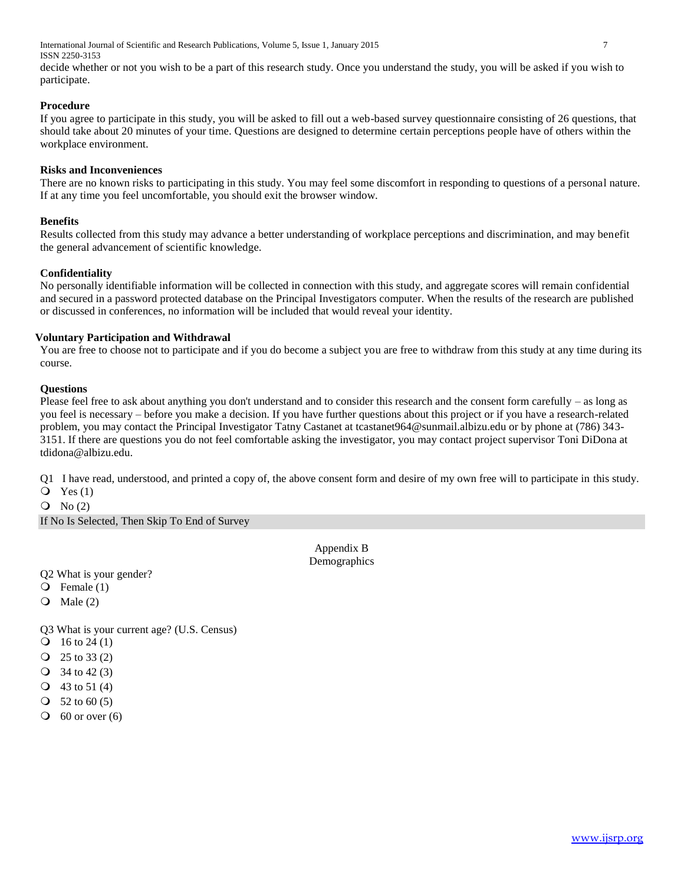decide whether or not you wish to be a part of this research study. Once you understand the study, you will be asked if you wish to participate.

**Procedure**

If you agree to participate in this study, you will be asked to fill out a web-based survey questionnaire consisting of 26 questions, that should take about 20 minutes of your time. Questions are designed to determine certain perceptions people have of others within the workplace environment.

**Risks and Inconveniences**

There are no known risks to participating in this study. You may feel some discomfort in responding to questions of a personal nature. If at any time you feel uncomfortable, you should exit the browser window.

**Benefits**

Results collected from this study may advance a better understanding of workplace perceptions and discrimination, and may benefit the general advancement of scientific knowledge.

**Confidentiality**

No personally identifiable information will be collected in connection with this study, and aggregate scores will remain confidential and secured in a password protected database on the Principal Investigators computer. When the results of the research are published or discussed in conferences, no information will be included that would reveal your identity.

**Voluntary Participation and Withdrawal**

You are free to choose not to participate and if you do become a subject you are free to withdraw from this study at any time during its course.

**Questions**

Please feel free to ask about anything you don't understand and to consider this research and the consent form carefully – as long as you feel is necessary – before you make a decision. If you have further questions about this project or if you have a research-related problem, you may contact the Principal Investigator Tatny Castanet at tcastanet964@sunmail.albizu.edu or by phone at (786) 343-3151. If there are questions you do not feel comfortable asking the investigator, you may contact project supervisor Toni DiDona at tdidona@albizu.edu.

Q1 I have read, understood, and printed a copy of, the above consent form and desire of my own free will to participate in this study.

- Yes (1)
- No (2)

If No Is Selected, Then Skip To End of Survey

Appendix B
Demographics

Q2 What is your gender?

- Female (1)
- Male (2)

Q3 What is your current age? (U.S. Census)

- 16 to 24 (1)
- 25 to 33 (2)
- 34 to 42 (3)
- 43 to 51 (4)
- 52 to 60 (5)
- 60 or over (6)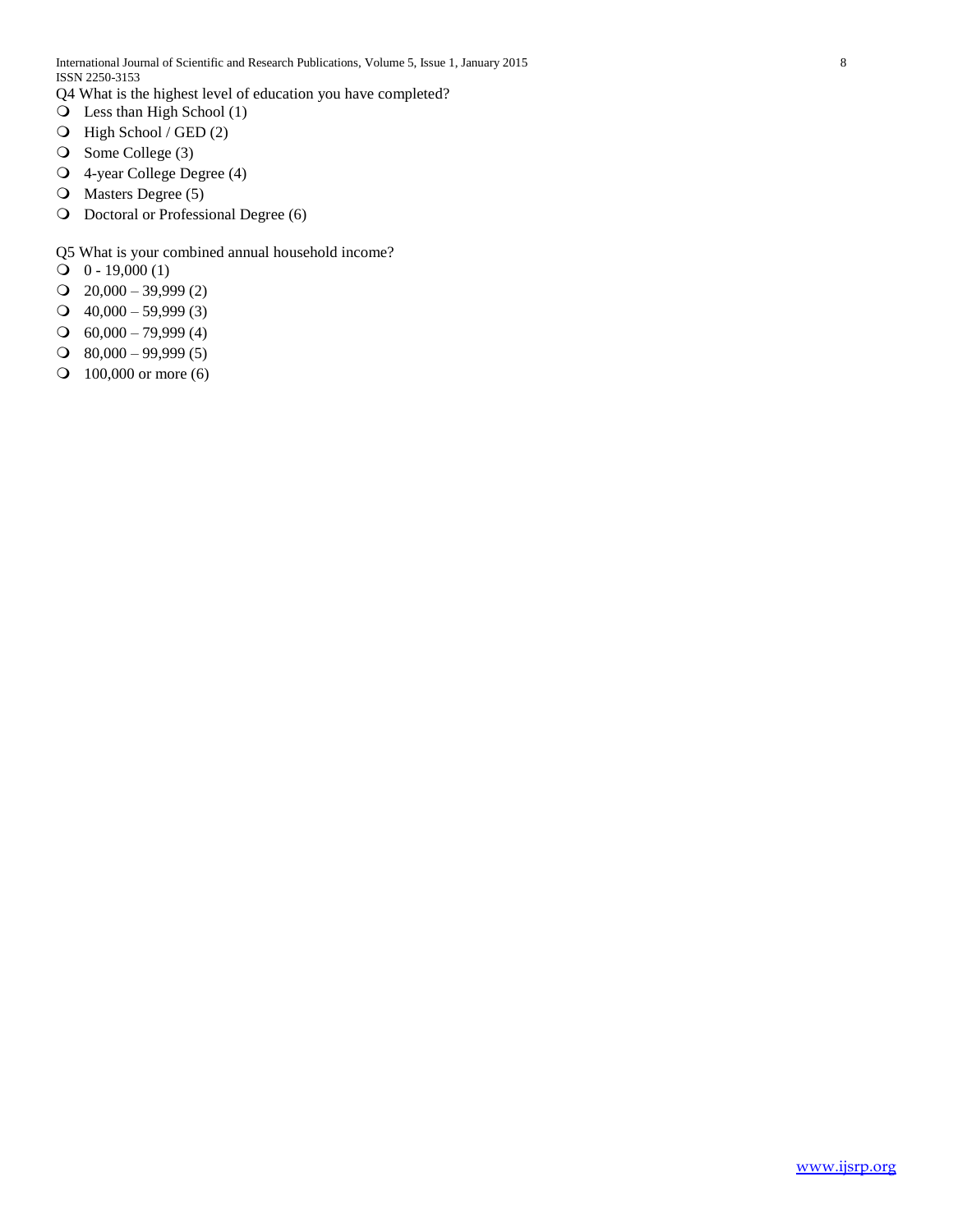Q4 What is the highest level of education you have completed?

- Less than High School (1)
- High School / GED (2)
- Some College (3)
- 4-year College Degree (4)
- Masters Degree (5)
- Doctoral or Professional Degree (6)

Q5 What is your combined annual household income?

- 0 - 19,000 (1)
- 20,000 – 39,999 (2)
- 40,000 – 59,999 (3)
- 60,000 – 79,999 (4)
- 80,000 – 99,999 (5)
- 100,000 or more (6)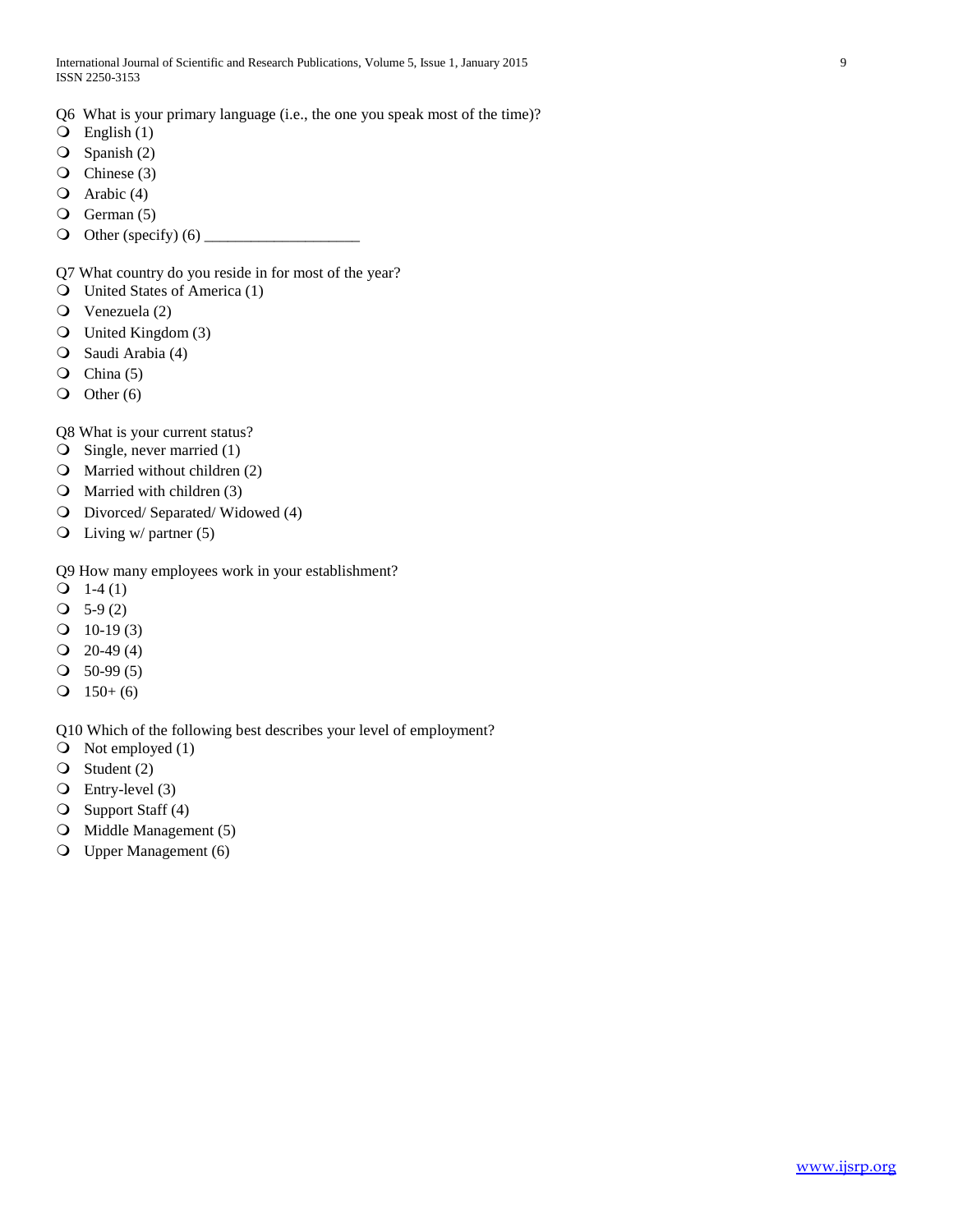Q6 What is your primary language (i.e., the one you speak most of the time)?

- English (1)
- Spanish (2)
- Chinese (3)
- Arabic (4)
- German (5)
- Other (specify) (6) ____________________

Q7 What country do you reside in for most of the year?

- United States of America (1)
- Venezuela (2)
- United Kingdom (3)
- Saudi Arabia (4)
- China (5)
- Other (6)

Q8 What is your current status?

- Single, never married (1)
- Married without children (2)
- Married with children (3)
- Divorced/ Separated/ Widowed (4)
- Living w/ partner (5)

Q9 How many employees work in your establishment?

- 1-4 (1)
- 5-9 (2)
- 10-19 (3)
- 20-49 (4)
- 50-99 (5)
- 150+ (6)

Q10 Which of the following best describes your level of employment?

- Not employed (1)
- Student (2)
- Entry-level (3)
- Support Staff (4)
- Middle Management (5)
- Upper Management (6)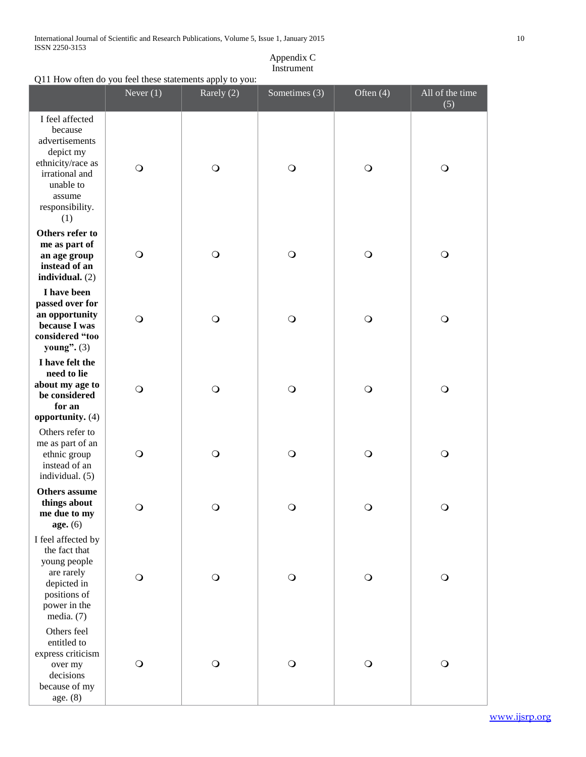Appendix C
Instrument

Q11 How often do you feel these statements apply to you:

| | Never (1) | Rarely (2) | Sometimes (3) | Often (4) | All of the time (5) |
|---|---|---|---|---|---|
| I feel affected because advertisements depict my ethnicity/race as irrational and unable to assume responsibility. (1) | ❍ | ❍ | ❍ | ❍ | ❍ |
| **Others refer to me as part of an age group instead of an individual.** (2) | ❍ | ❍ | ❍ | ❍ | ❍ |
| **I have been passed over for an opportunity because I was considered "too young".** (3) | ❍ | ❍ | ❍ | ❍ | ❍ |
| **I have felt the need to lie about my age to be considered for an opportunity.** (4) | ❍ | ❍ | ❍ | ❍ | ❍ |
| Others refer to me as part of an ethnic group instead of an individual. (5) | ❍ | ❍ | ❍ | ❍ | ❍ |
| **Others assume things about me due to my age.** (6) | ❍ | ❍ | ❍ | ❍ | ❍ |
| I feel affected by the fact that young people are rarely depicted in positions of power in the media. (7) | ❍ | ❍ | ❍ | ❍ | ❍ |
| Others feel entitled to express criticism over my decisions because of my age. (8) | ❍ | ❍ | ❍ | ❍ | ❍ |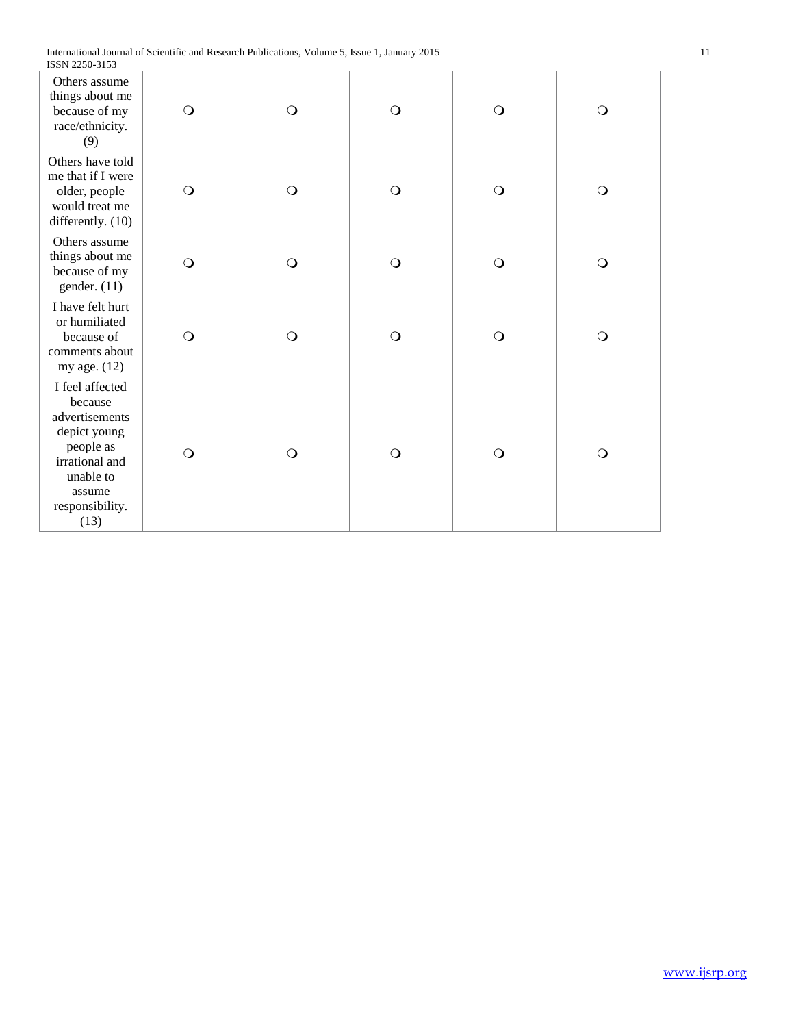| | | | | | |
|---|---|---|---|---|---|
| Others assume things about me because of my race/ethnicity. (9) | ❍ | ❍ | ❍ | ❍ | ❍ |
| Others have told me that if I were older, people would treat me differently. (10) | ❍ | ❍ | ❍ | ❍ | ❍ |
| Others assume things about me because of my gender. (11) | ❍ | ❍ | ❍ | ❍ | ❍ |
| I have felt hurt or humiliated because of comments about my age. (12) | ❍ | ❍ | ❍ | ❍ | ❍ |
| I feel affected because advertisements depict young people as irrational and unable to assume responsibility. (13) | ❍ | ❍ | ❍ | ❍ | ❍ |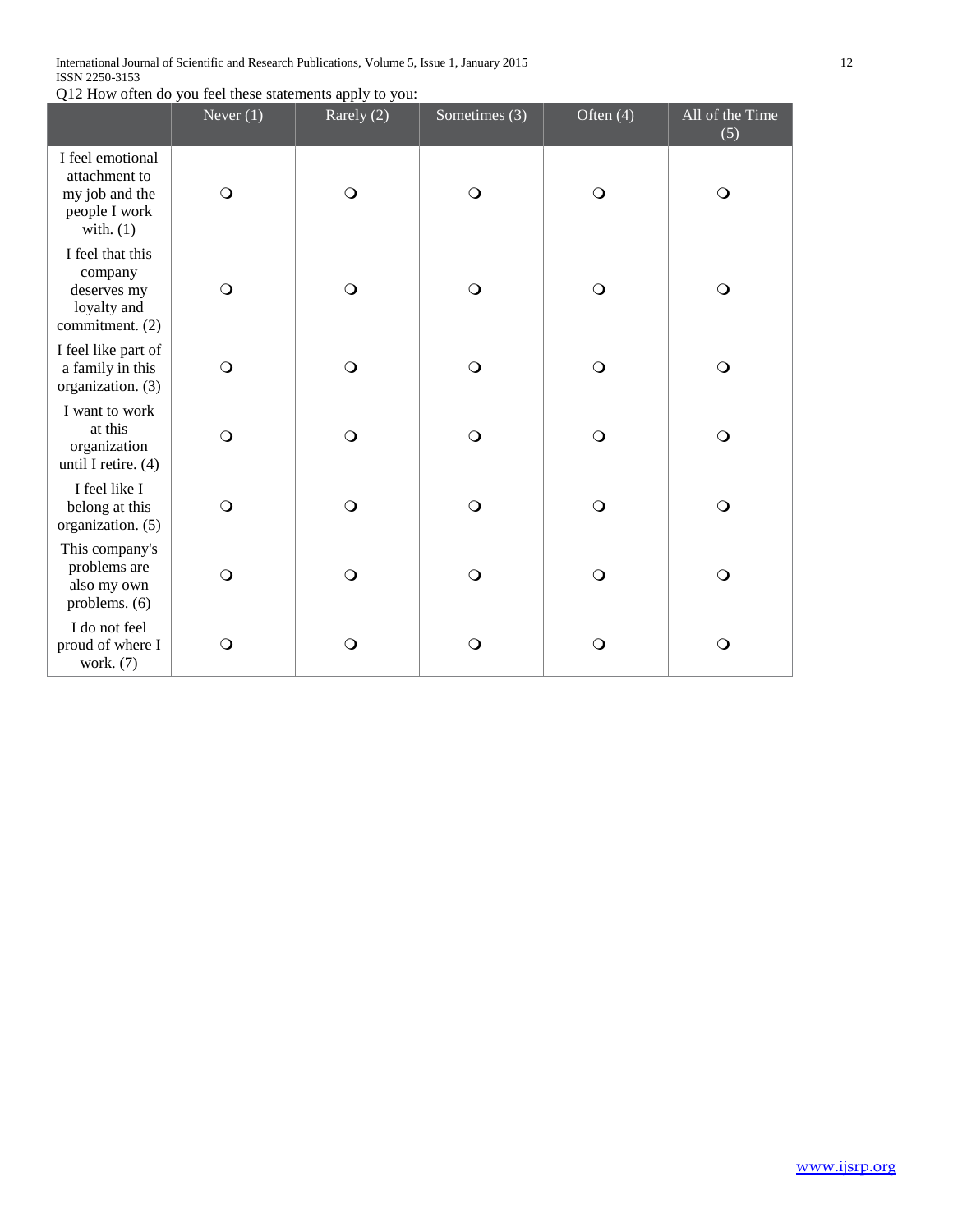Q12 How often do you feel these statements apply to you:

| | Never (1) | Rarely (2) | Sometimes (3) | Often (4) | All of the Time (5) |
|---|---|---|---|---|---|
| I feel emotional attachment to my job and the people I work with. (1) | ❍ | ❍ | ❍ | ❍ | ❍ |
| I feel that this company deserves my loyalty and commitment. (2) | ❍ | ❍ | ❍ | ❍ | ❍ |
| I feel like part of a family in this organization. (3) | ❍ | ❍ | ❍ | ❍ | ❍ |
| I want to work at this organization until I retire. (4) | ❍ | ❍ | ❍ | ❍ | ❍ |
| I feel like I belong at this organization. (5) | ❍ | ❍ | ❍ | ❍ | ❍ |
| This company's problems are also my own problems. (6) | ❍ | ❍ | ❍ | ❍ | ❍ |
| I do not feel proud of where I work. (7) | ❍ | ❍ | ❍ | ❍ | ❍ |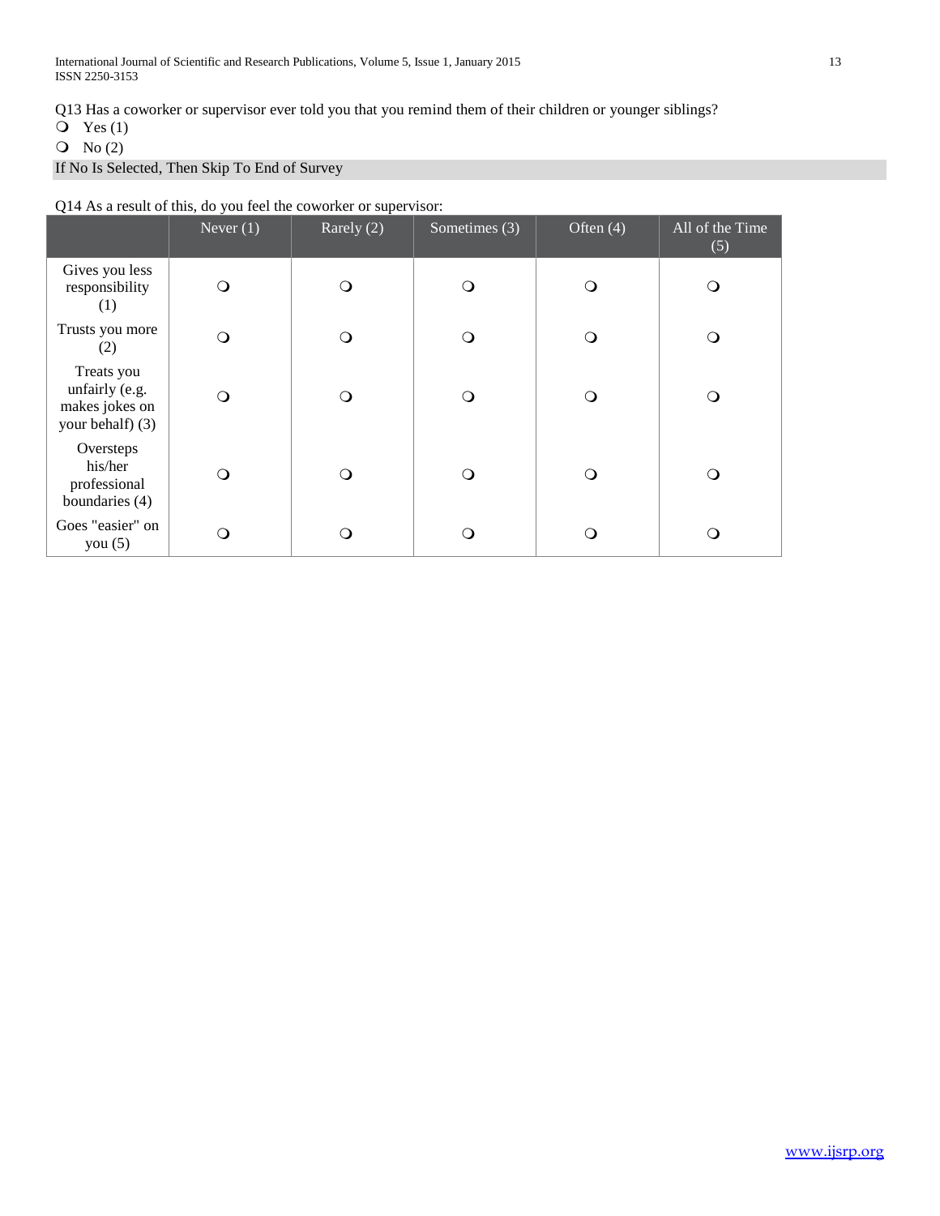Q13 Has a coworker or supervisor ever told you that you remind them of their children or younger siblings?

- ❍ Yes (1)
- ❍ No (2)

If No Is Selected, Then Skip To End of Survey

Q14 As a result of this, do you feel the coworker or supervisor:

| | Never (1) | Rarely (2) | Sometimes (3) | Often (4) | All of the Time (5) |
|---|---|---|---|---|---|
| Gives you less responsibility (1) | ❍ | ❍ | ❍ | ❍ | ❍ |
| Trusts you more (2) | ❍ | ❍ | ❍ | ❍ | ❍ |
| Treats you unfairly (e.g. makes jokes on your behalf) (3) | ❍ | ❍ | ❍ | ❍ | ❍ |
| Oversteps his/her professional boundaries (4) | ❍ | ❍ | ❍ | ❍ | ❍ |
| Goes "easier" on you (5) | ❍ | ❍ | ❍ | ❍ | ❍ |